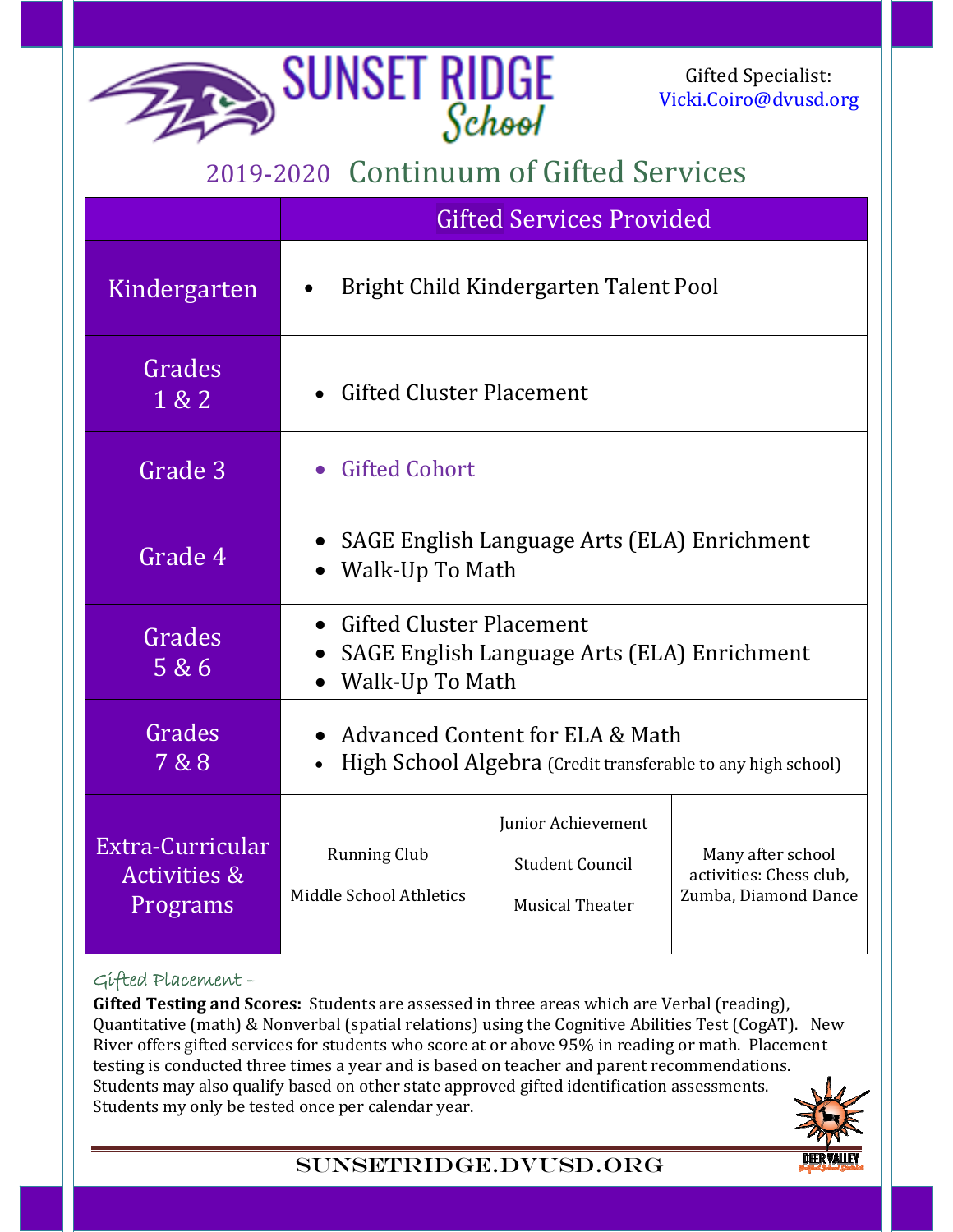# SUNSET RIDGE School

Gifted Specialist:
Vicki.Coiro@dvusd.org

## 2019-2020 Continuum of Gifted Services

| | Gifted Services Provided | | |
|---|---|---|---|
| Kindergarten | • Bright Child Kindergarten Talent Pool | | |
| Grades 1 & 2 | • Gifted Cluster Placement | | |
| Grade 3 | • Gifted Cohort | | |
| Grade 4 | • SAGE English Language Arts (ELA) Enrichment<br>• Walk-Up To Math | | |
| Grades 5 & 6 | • Gifted Cluster Placement<br>• SAGE English Language Arts (ELA) Enrichment<br>• Walk-Up To Math | | |
| Grades 7 & 8 | • Advanced Content for ELA & Math<br>• High School Algebra (Credit transferable to any high school) | | |
| Extra-Curricular Activities & Programs | Running Club<br>Middle School Athletics | Junior Achievement<br>Student Council<br>Musical Theater | Many after school activities: Chess club, Zumba, Diamond Dance |

Gifted Placement –

**Gifted Testing and Scores:** Students are assessed in three areas which are Verbal (reading), Quantitative (math) & Nonverbal (spatial relations) using the Cognitive Abilities Test (CogAT). New River offers gifted services for students who score at or above 95% in reading or math. Placement testing is conducted three times a year and is based on teacher and parent recommendations. Students may also qualify based on other state approved gifted identification assessments. Students my only be tested once per calendar year.

SUNSETRIDGE.DVUSD.ORG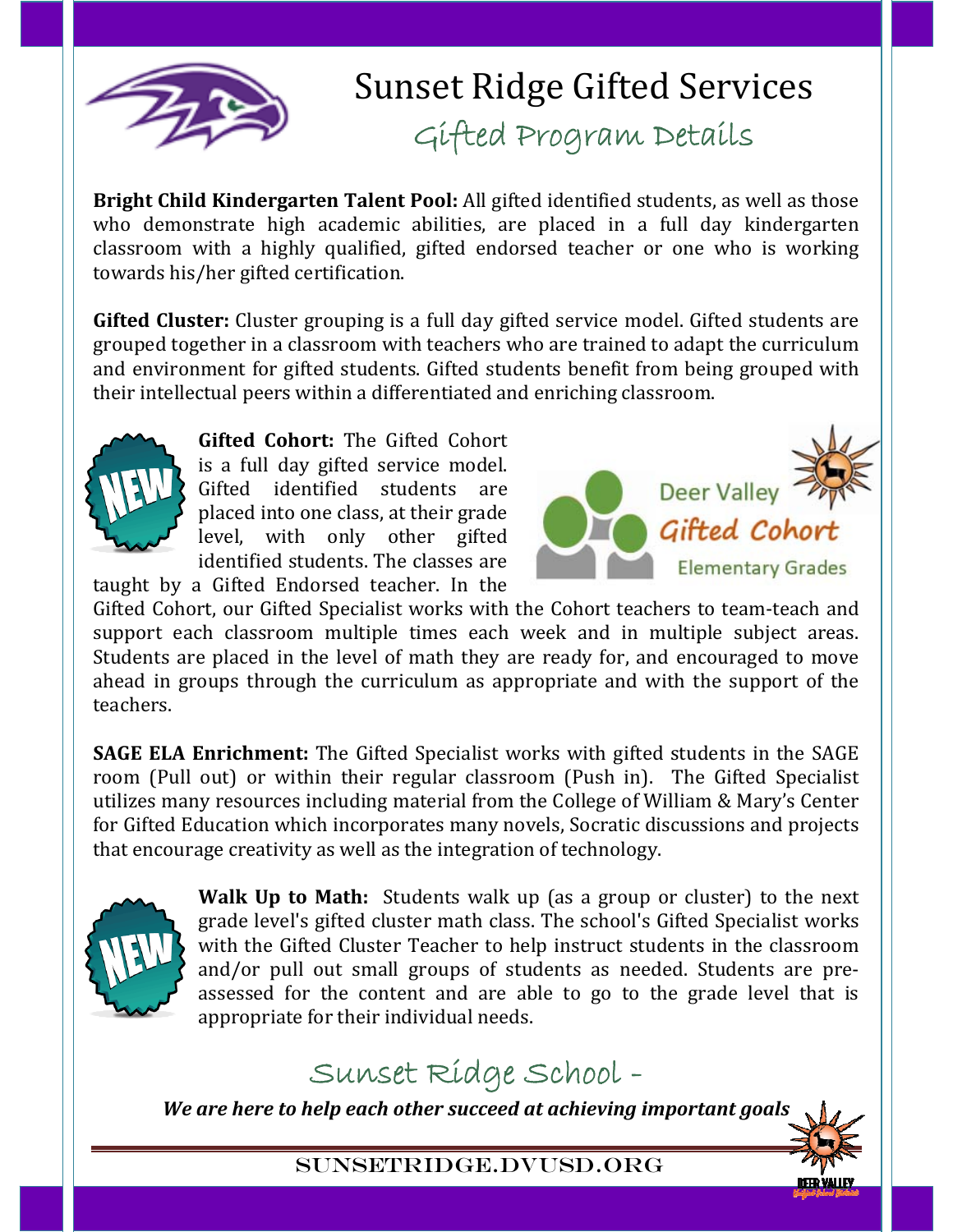# Sunset Ridge Gifted Services

## Gifted Program Details

**Bright Child Kindergarten Talent Pool:** All gifted identified students, as well as those who demonstrate high academic abilities, are placed in a full day kindergarten classroom with a highly qualified, gifted endorsed teacher or one who is working towards his/her gifted certification.

**Gifted Cluster:** Cluster grouping is a full day gifted service model. Gifted students are grouped together in a classroom with teachers who are trained to adapt the curriculum and environment for gifted students. Gifted students benefit from being grouped with their intellectual peers within a differentiated and enriching classroom.

NEW

**Gifted Cohort:** The Gifted Cohort is a full day gifted service model. Gifted identified students are placed into one class, at their grade level, with only other gifted identified students. The classes are taught by a Gifted Endorsed teacher. In the Gifted Cohort, our Gifted Specialist works with the Cohort teachers to team-teach and support each classroom multiple times each week and in multiple subject areas. Students are placed in the level of math they are ready for, and encouraged to move ahead in groups through the curriculum as appropriate and with the support of the teachers.

Deer Valley
Gifted Cohort
Elementary Grades

**SAGE ELA Enrichment:** The Gifted Specialist works with gifted students in the SAGE room (Pull out) or within their regular classroom (Push in). The Gifted Specialist utilizes many resources including material from the College of William & Mary's Center for Gifted Education which incorporates many novels, Socratic discussions and projects that encourage creativity as well as the integration of technology.

NEW

**Walk Up to Math:** Students walk up (as a group or cluster) to the next grade level's gifted cluster math class. The school's Gifted Specialist works with the Gifted Cluster Teacher to help instruct students in the classroom and/or pull out small groups of students as needed. Students are pre-assessed for the content and are able to go to the grade level that is appropriate for their individual needs.

## Sunset Ridge School -

***We are here to help each other succeed at achieving important goals***

SUNSETRIDGE.DVUSD.ORG